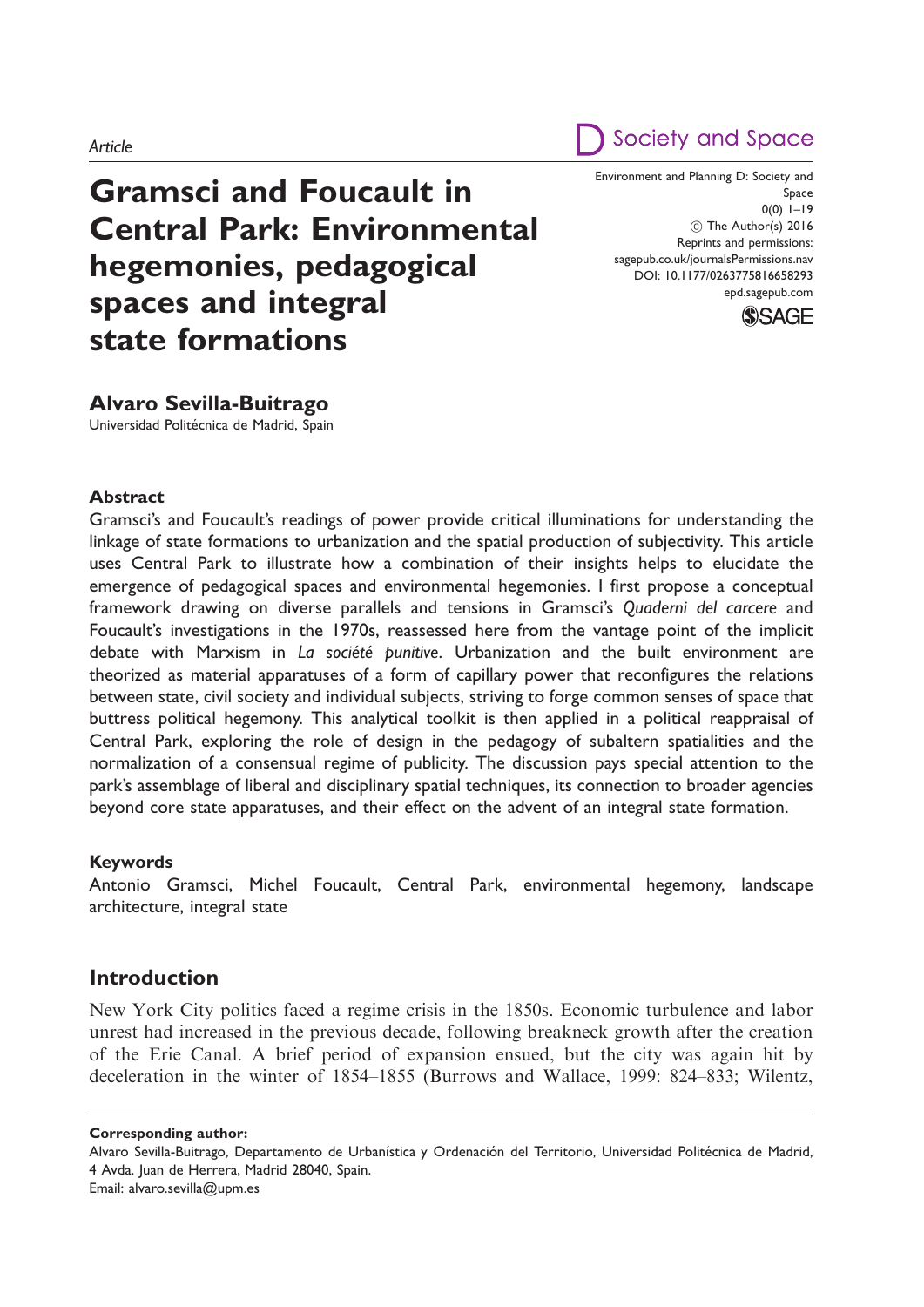Article

# Gramsci and Foucault in Central Park: Environmental hegemonies, pedagogical spaces and integral state formations

Environment and Planning D: Society and Space
0(0) 1–19
© The Author(s) 2016
Reprints and permissions: sagepub.co.uk/journalsPermissions.nav
DOI: 10.1177/0263775816658293
epd.sagepub.com

**Alvaro Sevilla-Buitrago**
Universidad Politécnica de Madrid, Spain

## Abstract

Gramsci's and Foucault's readings of power provide critical illuminations for understanding the linkage of state formations to urbanization and the spatial production of subjectivity. This article uses Central Park to illustrate how a combination of their insights helps to elucidate the emergence of pedagogical spaces and environmental hegemonies. I first propose a conceptual framework drawing on diverse parallels and tensions in Gramsci's *Quaderni del carcere* and Foucault's investigations in the 1970s, reassessed here from the vantage point of the implicit debate with Marxism in *La société punitive*. Urbanization and the built environment are theorized as material apparatuses of a form of capillary power that reconfigures the relations between state, civil society and individual subjects, striving to forge common senses of space that buttress political hegemony. This analytical toolkit is then applied in a political reappraisal of Central Park, exploring the role of design in the pedagogy of subaltern spatialities and the normalization of a consensual regime of publicity. The discussion pays special attention to the park's assemblage of liberal and disciplinary spatial techniques, its connection to broader agencies beyond core state apparatuses, and their effect on the advent of an integral state formation.

## Keywords

Antonio Gramsci, Michel Foucault, Central Park, environmental hegemony, landscape architecture, integral state

## Introduction

New York City politics faced a regime crisis in the 1850s. Economic turbulence and labor unrest had increased in the previous decade, following breakneck growth after the creation of the Erie Canal. A brief period of expansion ensued, but the city was again hit by deceleration in the winter of 1854–1855 (Burrows and Wallace, 1999: 824–833; Wilentz,

**Corresponding author:**
Alvaro Sevilla-Buitrago, Departamento de Urbanística y Ordenación del Territorio, Universidad Politécnica de Madrid, 4 Avda. Juan de Herrera, Madrid 28040, Spain.
Email: alvaro.sevilla@upm.es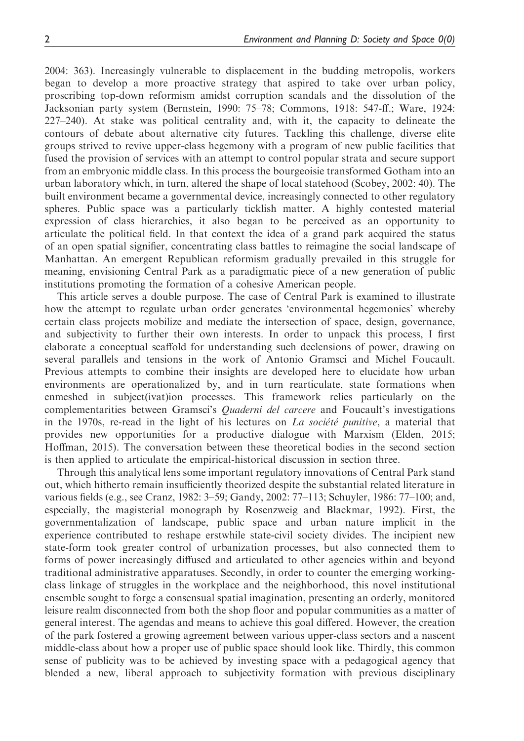2004: 363). Increasingly vulnerable to displacement in the budding metropolis, workers began to develop a more proactive strategy that aspired to take over urban policy, proscribing top-down reformism amidst corruption scandals and the dissolution of the Jacksonian party system (Bernstein, 1990: 75–78; Commons, 1918: 547-ff.; Ware, 1924: 227–240). At stake was political centrality and, with it, the capacity to delineate the contours of debate about alternative city futures. Tackling this challenge, diverse elite groups strived to revive upper-class hegemony with a program of new public facilities that fused the provision of services with an attempt to control popular strata and secure support from an embryonic middle class. In this process the bourgeoisie transformed Gotham into an urban laboratory which, in turn, altered the shape of local statehood (Scobey, 2002: 40). The built environment became a governmental device, increasingly connected to other regulatory spheres. Public space was a particularly ticklish matter. A highly contested material expression of class hierarchies, it also began to be perceived as an opportunity to articulate the political field. In that context the idea of a grand park acquired the status of an open spatial signifier, concentrating class battles to reimagine the social landscape of Manhattan. An emergent Republican reformism gradually prevailed in this struggle for meaning, envisioning Central Park as a paradigmatic piece of a new generation of public institutions promoting the formation of a cohesive American people.

This article serves a double purpose. The case of Central Park is examined to illustrate how the attempt to regulate urban order generates 'environmental hegemonies' whereby certain class projects mobilize and mediate the intersection of space, design, governance, and subjectivity to further their own interests. In order to unpack this process, I first elaborate a conceptual scaffold for understanding such declensions of power, drawing on several parallels and tensions in the work of Antonio Gramsci and Michel Foucault. Previous attempts to combine their insights are developed here to elucidate how urban environments are operationalized by, and in turn rearticulate, state formations when enmeshed in subject(ivat)ion processes. This framework relies particularly on the complementarities between Gramsci's *Quaderni del carcere* and Foucault's investigations in the 1970s, re-read in the light of his lectures on *La société punitive*, a material that provides new opportunities for a productive dialogue with Marxism (Elden, 2015; Hoffman, 2015). The conversation between these theoretical bodies in the second section is then applied to articulate the empirical-historical discussion in section three.

Through this analytical lens some important regulatory innovations of Central Park stand out, which hitherto remain insufficiently theorized despite the substantial related literature in various fields (e.g., see Cranz, 1982: 3–59; Gandy, 2002: 77–113; Schuyler, 1986: 77–100; and, especially, the magisterial monograph by Rosenzweig and Blackmar, 1992). First, the governmentalization of landscape, public space and urban nature implicit in the experience contributed to reshape erstwhile state-civil society divides. The incipient new state-form took greater control of urbanization processes, but also connected them to forms of power increasingly diffused and articulated to other agencies within and beyond traditional administrative apparatuses. Secondly, in order to counter the emerging working-class linkage of struggles in the workplace and the neighborhood, this novel institutional ensemble sought to forge a consensual spatial imagination, presenting an orderly, monitored leisure realm disconnected from both the shop floor and popular communities as a matter of general interest. The agendas and means to achieve this goal differed. However, the creation of the park fostered a growing agreement between various upper-class sectors and a nascent middle-class about how a proper use of public space should look like. Thirdly, this common sense of publicity was to be achieved by investing space with a pedagogical agency that blended a new, liberal approach to subjectivity formation with previous disciplinary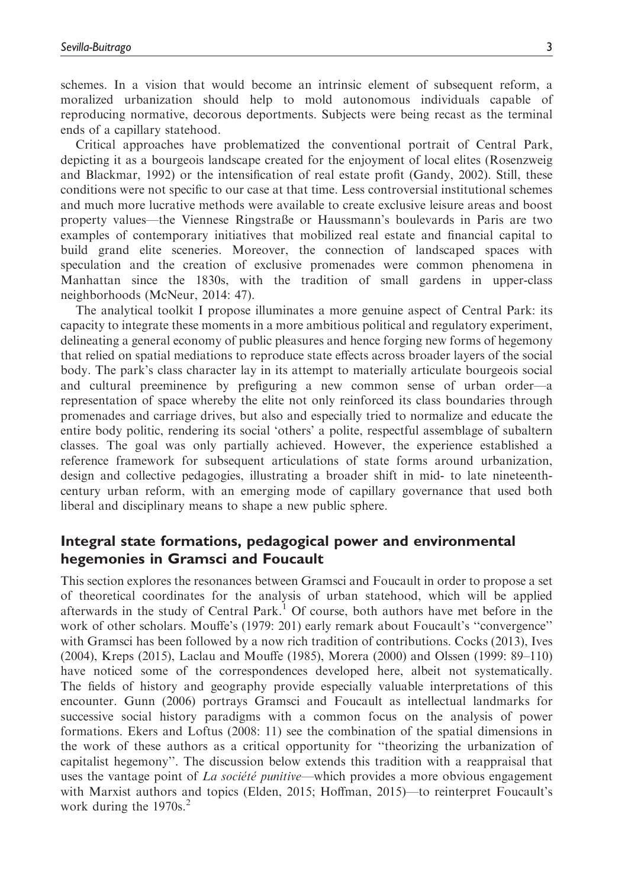schemes. In a vision that would become an intrinsic element of subsequent reform, a moralized urbanization should help to mold autonomous individuals capable of reproducing normative, decorous deportments. Subjects were being recast as the terminal ends of a capillary statehood.

Critical approaches have problematized the conventional portrait of Central Park, depicting it as a bourgeois landscape created for the enjoyment of local elites (Rosenzweig and Blackmar, 1992) or the intensification of real estate profit (Gandy, 2002). Still, these conditions were not specific to our case at that time. Less controversial institutional schemes and much more lucrative methods were available to create exclusive leisure areas and boost property values—the Viennese Ringstraße or Haussmann's boulevards in Paris are two examples of contemporary initiatives that mobilized real estate and financial capital to build grand elite sceneries. Moreover, the connection of landscaped spaces with speculation and the creation of exclusive promenades were common phenomena in Manhattan since the 1830s, with the tradition of small gardens in upper-class neighborhoods (McNeur, 2014: 47).

The analytical toolkit I propose illuminates a more genuine aspect of Central Park: its capacity to integrate these moments in a more ambitious political and regulatory experiment, delineating a general economy of public pleasures and hence forging new forms of hegemony that relied on spatial mediations to reproduce state effects across broader layers of the social body. The park's class character lay in its attempt to materially articulate bourgeois social and cultural preeminence by prefiguring a new common sense of urban order—a representation of space whereby the elite not only reinforced its class boundaries through promenades and carriage drives, but also and especially tried to normalize and educate the entire body politic, rendering its social 'others' a polite, respectful assemblage of subaltern classes. The goal was only partially achieved. However, the experience established a reference framework for subsequent articulations of state forms around urbanization, design and collective pedagogies, illustrating a broader shift in mid- to late nineteenth-century urban reform, with an emerging mode of capillary governance that used both liberal and disciplinary means to shape a new public sphere.

## Integral state formations, pedagogical power and environmental hegemonies in Gramsci and Foucault

This section explores the resonances between Gramsci and Foucault in order to propose a set of theoretical coordinates for the analysis of urban statehood, which will be applied afterwards in the study of Central Park.[1] Of course, both authors have met before in the work of other scholars. Mouffe's (1979: 201) early remark about Foucault's "convergence" with Gramsci has been followed by a now rich tradition of contributions. Cocks (2013), Ives (2004), Kreps (2015), Laclau and Mouffe (1985), Morera (2000) and Olssen (1999: 89–110) have noticed some of the correspondences developed here, albeit not systematically. The fields of history and geography provide especially valuable interpretations of this encounter. Gunn (2006) portrays Gramsci and Foucault as intellectual landmarks for successive social history paradigms with a common focus on the analysis of power formations. Ekers and Loftus (2008: 11) see the combination of the spatial dimensions in the work of these authors as a critical opportunity for "theorizing the urbanization of capitalist hegemony". The discussion below extends this tradition with a reappraisal that uses the vantage point of *La société punitive*—which provides a more obvious engagement with Marxist authors and topics (Elden, 2015; Hoffman, 2015)—to reinterpret Foucault's work during the 1970s.[2]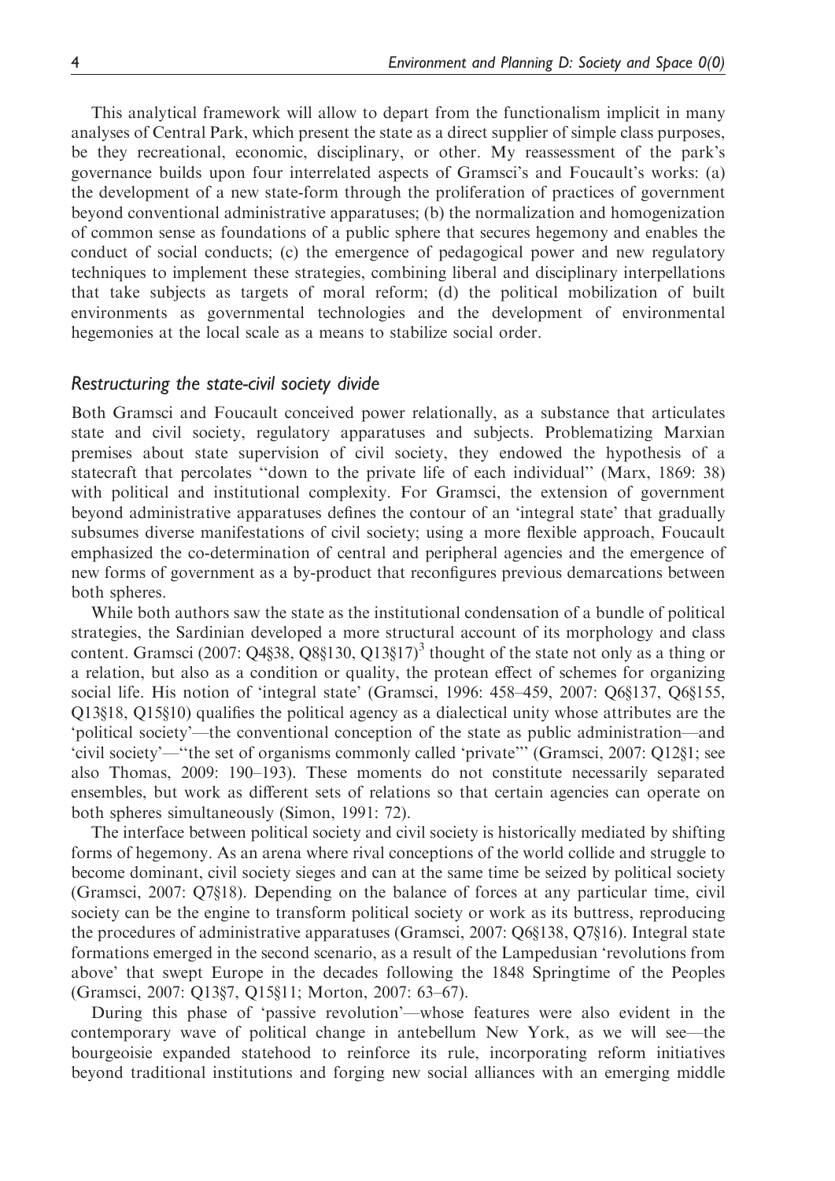This analytical framework will allow to depart from the functionalism implicit in many analyses of Central Park, which present the state as a direct supplier of simple class purposes, be they recreational, economic, disciplinary, or other. My reassessment of the park's governance builds upon four interrelated aspects of Gramsci's and Foucault's works: (a) the development of a new state-form through the proliferation of practices of government beyond conventional administrative apparatuses; (b) the normalization and homogenization of common sense as foundations of a public sphere that secures hegemony and enables the conduct of social conducts; (c) the emergence of pedagogical power and new regulatory techniques to implement these strategies, combining liberal and disciplinary interpellations that take subjects as targets of moral reform; (d) the political mobilization of built environments as governmental technologies and the development of environmental hegemonies at the local scale as a means to stabilize social order.

## *Restructuring the state-civil society divide*

Both Gramsci and Foucault conceived power relationally, as a substance that articulates state and civil society, regulatory apparatuses and subjects. Problematizing Marxian premises about state supervision of civil society, they endowed the hypothesis of a statecraft that percolates "down to the private life of each individual" (Marx, 1869: 38) with political and institutional complexity. For Gramsci, the extension of government beyond administrative apparatuses defines the contour of an 'integral state' that gradually subsumes diverse manifestations of civil society; using a more flexible approach, Foucault emphasized the co-determination of central and peripheral agencies and the emergence of new forms of government as a by-product that reconfigures previous demarcations between both spheres.

While both authors saw the state as the institutional condensation of a bundle of political strategies, the Sardinian developed a more structural account of its morphology and class content. Gramsci (2007: Q4§38, Q8§130, Q13§17)[3] thought of the state not only as a thing or a relation, but also as a condition or quality, the protean effect of schemes for organizing social life. His notion of 'integral state' (Gramsci, 1996: 458–459, 2007: Q6§137, Q6§155, Q13§18, Q15§10) qualifies the political agency as a dialectical unity whose attributes are the 'political society'—the conventional conception of the state as public administration—and 'civil society'—"the set of organisms commonly called 'private'" (Gramsci, 2007: Q12§1; see also Thomas, 2009: 190–193). These moments do not constitute necessarily separated ensembles, but work as different sets of relations so that certain agencies can operate on both spheres simultaneously (Simon, 1991: 72).

The interface between political society and civil society is historically mediated by shifting forms of hegemony. As an arena where rival conceptions of the world collide and struggle to become dominant, civil society sieges and can at the same time be seized by political society (Gramsci, 2007: Q7§18). Depending on the balance of forces at any particular time, civil society can be the engine to transform political society or work as its buttress, reproducing the procedures of administrative apparatuses (Gramsci, 2007: Q6§138, Q7§16). Integral state formations emerged in the second scenario, as a result of the Lampedusian 'revolutions from above' that swept Europe in the decades following the 1848 Springtime of the Peoples (Gramsci, 2007: Q13§7, Q15§11; Morton, 2007: 63–67).

During this phase of 'passive revolution'—whose features were also evident in the contemporary wave of political change in antebellum New York, as we will see—the bourgeoisie expanded statehood to reinforce its rule, incorporating reform initiatives beyond traditional institutions and forging new social alliances with an emerging middle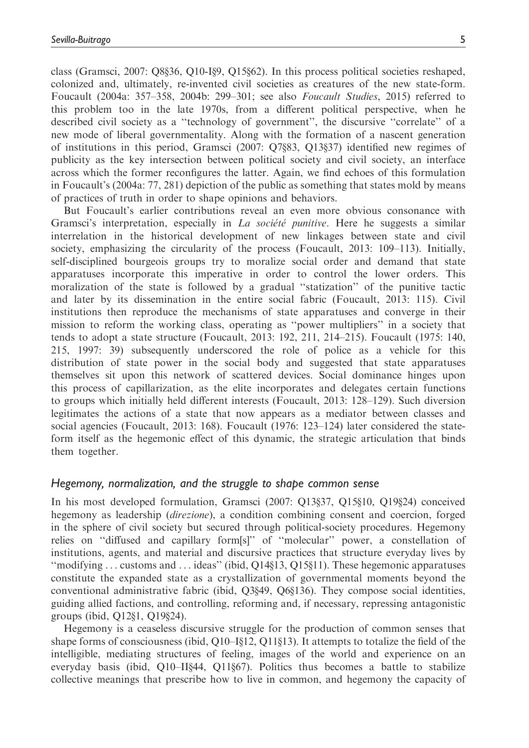class (Gramsci, 2007: Q8§36, Q10-I§9, Q15§62). In this process political societies reshaped, colonized and, ultimately, re-invented civil societies as creatures of the new state-form. Foucault (2004a: 357–358, 2004b: 299–301; see also *Foucault Studies*, 2015) referred to this problem too in the late 1970s, from a different political perspective, when he described civil society as a ''technology of government'', the discursive ''correlate'' of a new mode of liberal governmentality. Along with the formation of a nascent generation of institutions in this period, Gramsci (2007: Q7§83, Q13§37) identified new regimes of publicity as the key intersection between political society and civil society, an interface across which the former reconfigures the latter. Again, we find echoes of this formulation in Foucault's (2004a: 77, 281) depiction of the public as something that states mold by means of practices of truth in order to shape opinions and behaviors.

But Foucault's earlier contributions reveal an even more obvious consonance with Gramsci's interpretation, especially in *La société punitive*. Here he suggests a similar interrelation in the historical development of new linkages between state and civil society, emphasizing the circularity of the process (Foucault, 2013: 109–113). Initially, self-disciplined bourgeois groups try to moralize social order and demand that state apparatuses incorporate this imperative in order to control the lower orders. This moralization of the state is followed by a gradual ''statization'' of the punitive tactic and later by its dissemination in the entire social fabric (Foucault, 2013: 115). Civil institutions then reproduce the mechanisms of state apparatuses and converge in their mission to reform the working class, operating as ''power multipliers'' in a society that tends to adopt a state structure (Foucault, 2013: 192, 211, 214–215). Foucault (1975: 140, 215, 1997: 39) subsequently underscored the role of police as a vehicle for this distribution of state power in the social body and suggested that state apparatuses themselves sit upon this network of scattered devices. Social dominance hinges upon this process of capillarization, as the elite incorporates and delegates certain functions to groups which initially held different interests (Foucault, 2013: 128–129). Such diversion legitimates the actions of a state that now appears as a mediator between classes and social agencies (Foucault, 2013: 168). Foucault (1976: 123–124) later considered the state-form itself as the hegemonic effect of this dynamic, the strategic articulation that binds them together.

### *Hegemony, normalization, and the struggle to shape common sense*

In his most developed formulation, Gramsci (2007: Q13§37, Q15§10, Q19§24) conceived hegemony as leadership (*direzione*), a condition combining consent and coercion, forged in the sphere of civil society but secured through political-society procedures. Hegemony relies on ''diffused and capillary form[s]'' of ''molecular'' power, a constellation of institutions, agents, and material and discursive practices that structure everyday lives by ''modifying ... customs and ... ideas'' (ibid, Q14§13, Q15§11). These hegemonic apparatuses constitute the expanded state as a crystallization of governmental moments beyond the conventional administrative fabric (ibid, Q3§49, Q6§136). They compose social identities, guiding allied factions, and controlling, reforming and, if necessary, repressing antagonistic groups (ibid, Q12§1, Q19§24).

Hegemony is a ceaseless discursive struggle for the production of common senses that shape forms of consciousness (ibid, Q10–I§12, Q11§13). It attempts to totalize the field of the intelligible, mediating structures of feeling, images of the world and experience on an everyday basis (ibid, Q10–II§44, Q11§67). Politics thus becomes a battle to stabilize collective meanings that prescribe how to live in common, and hegemony the capacity of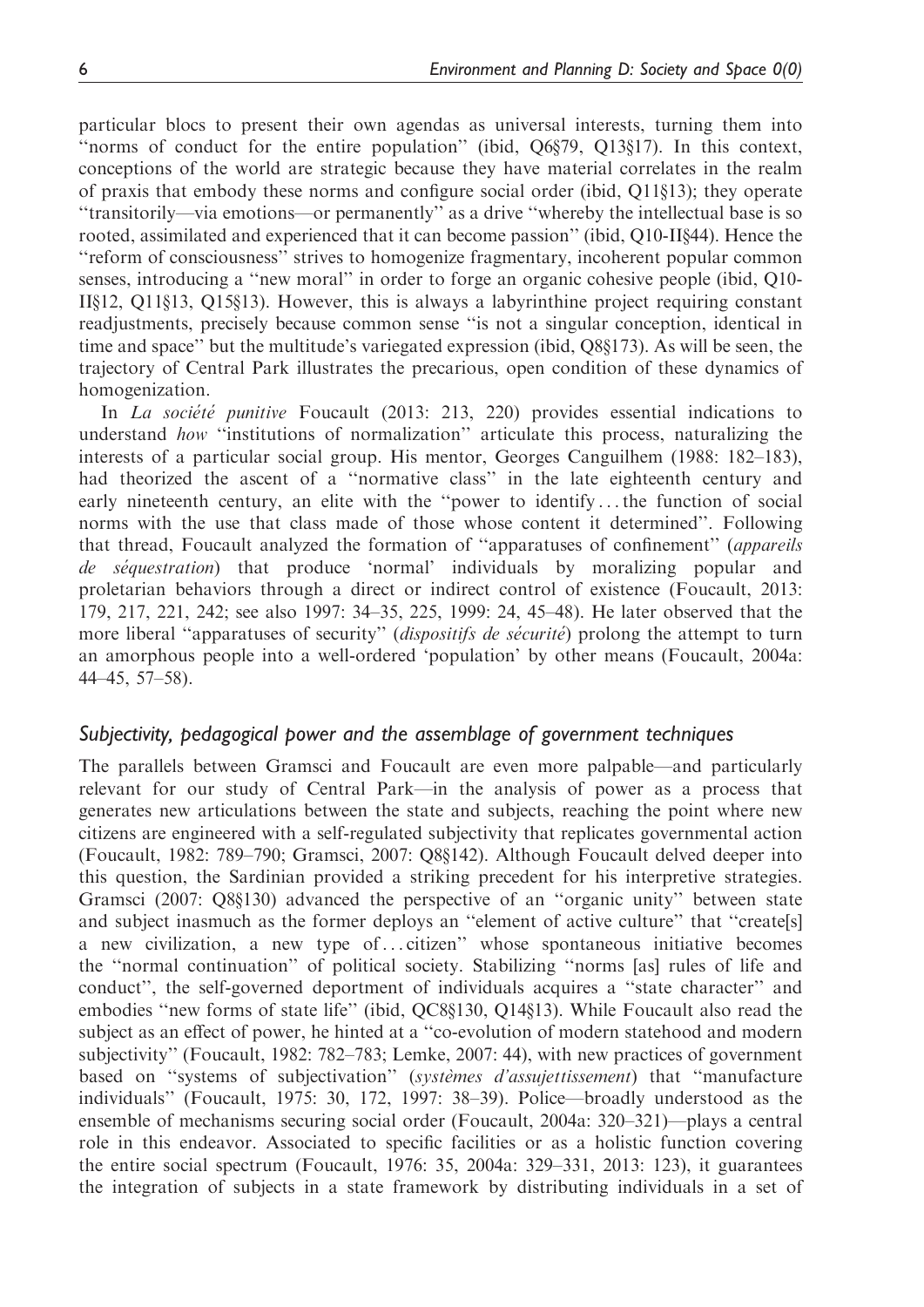particular blocs to present their own agendas as universal interests, turning them into "norms of conduct for the entire population" (ibid, Q6§79, Q13§17). In this context, conceptions of the world are strategic because they have material correlates in the realm of praxis that embody these norms and configure social order (ibid, Q11§13); they operate "transitorily—via emotions—or permanently" as a drive "whereby the intellectual base is so rooted, assimilated and experienced that it can become passion" (ibid, Q10-II§44). Hence the "reform of consciousness" strives to homogenize fragmentary, incoherent popular common senses, introducing a "new moral" in order to forge an organic cohesive people (ibid, Q10-II§12, Q11§13, Q15§13). However, this is always a labyrinthine project requiring constant readjustments, precisely because common sense "is not a singular conception, identical in time and space" but the multitude's variegated expression (ibid, Q8§173). As will be seen, the trajectory of Central Park illustrates the precarious, open condition of these dynamics of homogenization.

In *La société punitive* Foucault (2013: 213, 220) provides essential indications to understand *how* "institutions of normalization" articulate this process, naturalizing the interests of a particular social group. His mentor, Georges Canguilhem (1988: 182–183), had theorized the ascent of a "normative class" in the late eighteenth century and early nineteenth century, an elite with the "power to identify... the function of social norms with the use that class made of those whose content it determined". Following that thread, Foucault analyzed the formation of "apparatuses of confinement" (*appareils de séquestration*) that produce 'normal' individuals by moralizing popular and proletarian behaviors through a direct or indirect control of existence (Foucault, 2013: 179, 217, 221, 242; see also 1997: 34–35, 225, 1999: 24, 45–48). He later observed that the more liberal "apparatuses of security" (*dispositifs de sécurité*) prolong the attempt to turn an amorphous people into a well-ordered 'population' by other means (Foucault, 2004a: 44–45, 57–58).

### *Subjectivity, pedagogical power and the assemblage of government techniques*

The parallels between Gramsci and Foucault are even more palpable—and particularly relevant for our study of Central Park—in the analysis of power as a process that generates new articulations between the state and subjects, reaching the point where new citizens are engineered with a self-regulated subjectivity that replicates governmental action (Foucault, 1982: 789–790; Gramsci, 2007: Q8§142). Although Foucault delved deeper into this question, the Sardinian provided a striking precedent for his interpretive strategies. Gramsci (2007: Q8§130) advanced the perspective of an "organic unity" between state and subject inasmuch as the former deploys an "element of active culture" that "create[s] a new civilization, a new type of... citizen" whose spontaneous initiative becomes the "normal continuation" of political society. Stabilizing "norms [as] rules of life and conduct", the self-governed deportment of individuals acquires a "state character" and embodies "new forms of state life" (ibid, QC8§130, Q14§13). While Foucault also read the subject as an effect of power, he hinted at a "co-evolution of modern statehood and modern subjectivity" (Foucault, 1982: 782–783; Lemke, 2007: 44), with new practices of government based on "systems of subjectivation" (*systèmes d'assujettissement*) that "manufacture individuals" (Foucault, 1975: 30, 172, 1997: 38–39). Police—broadly understood as the ensemble of mechanisms securing social order (Foucault, 2004a: 320–321)—plays a central role in this endeavor. Associated to specific facilities or as a holistic function covering the entire social spectrum (Foucault, 1976: 35, 2004a: 329–331, 2013: 123), it guarantees the integration of subjects in a state framework by distributing individuals in a set of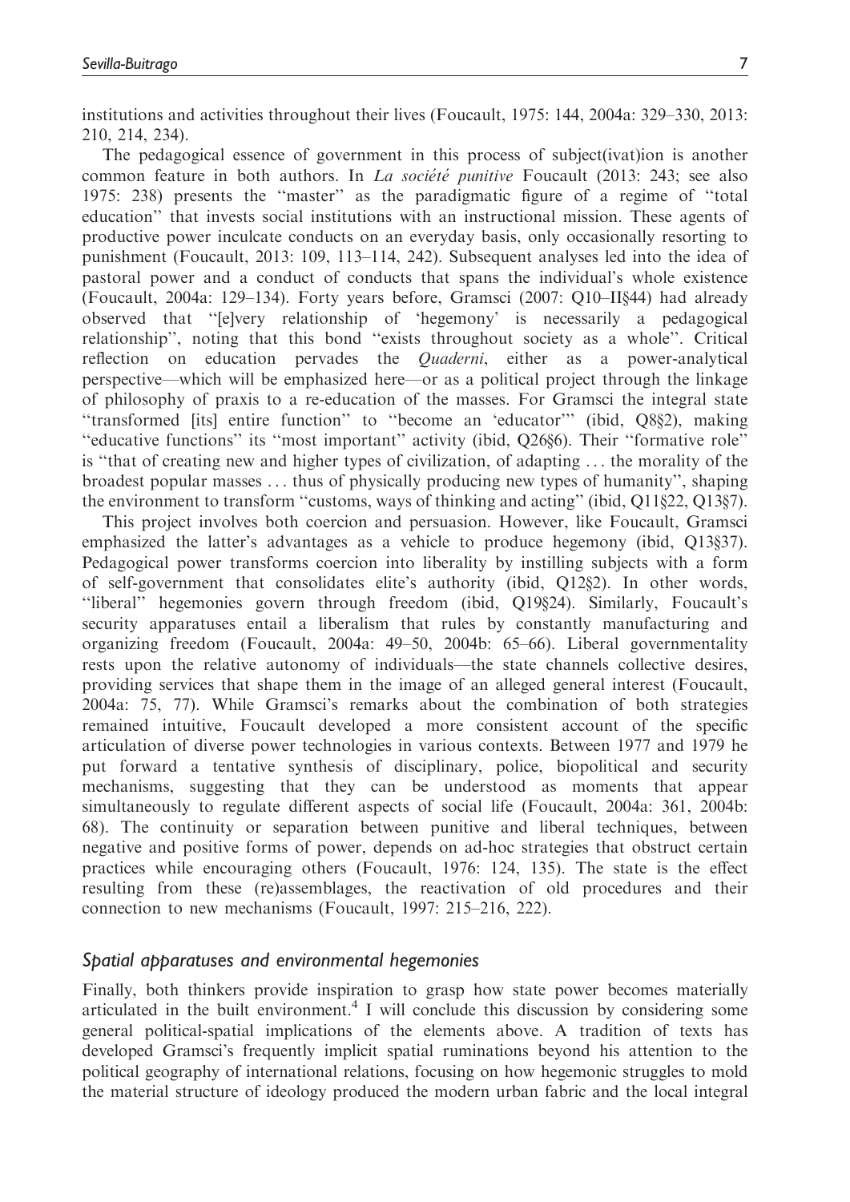institutions and activities throughout their lives (Foucault, 1975: 144, 2004a: 329–330, 2013: 210, 214, 234).

The pedagogical essence of government in this process of subject(ivat)ion is another common feature in both authors. In *La société punitive* Foucault (2013: 243; see also 1975: 238) presents the "master" as the paradigmatic figure of a regime of "total education" that invests social institutions with an instructional mission. These agents of productive power inculcate conducts on an everyday basis, only occasionally resorting to punishment (Foucault, 2013: 109, 113–114, 242). Subsequent analyses led into the idea of pastoral power and a conduct of conducts that spans the individual's whole existence (Foucault, 2004a: 129–134). Forty years before, Gramsci (2007: Q10–II§44) had already observed that "[e]very relationship of 'hegemony' is necessarily a pedagogical relationship", noting that this bond "exists throughout society as a whole". Critical reflection on education pervades the *Quaderni*, either as a power-analytical perspective—which will be emphasized here—or as a political project through the linkage of philosophy of praxis to a re-education of the masses. For Gramsci the integral state "transformed [its] entire function" to "become an 'educator'" (ibid, Q8§2), making "educative functions" its "most important" activity (ibid, Q26§6). Their "formative role" is "that of creating new and higher types of civilization, of adapting ... the morality of the broadest popular masses ... thus of physically producing new types of humanity", shaping the environment to transform "customs, ways of thinking and acting" (ibid, Q11§22, Q13§7).

This project involves both coercion and persuasion. However, like Foucault, Gramsci emphasized the latter's advantages as a vehicle to produce hegemony (ibid, Q13§37). Pedagogical power transforms coercion into liberality by instilling subjects with a form of self-government that consolidates elite's authority (ibid, Q12§2). In other words, "liberal" hegemonies govern through freedom (ibid, Q19§24). Similarly, Foucault's security apparatuses entail a liberalism that rules by constantly manufacturing and organizing freedom (Foucault, 2004a: 49–50, 2004b: 65–66). Liberal governmentality rests upon the relative autonomy of individuals—the state channels collective desires, providing services that shape them in the image of an alleged general interest (Foucault, 2004a: 75, 77). While Gramsci's remarks about the combination of both strategies remained intuitive, Foucault developed a more consistent account of the specific articulation of diverse power technologies in various contexts. Between 1977 and 1979 he put forward a tentative synthesis of disciplinary, police, biopolitical and security mechanisms, suggesting that they can be understood as moments that appear simultaneously to regulate different aspects of social life (Foucault, 2004a: 361, 2004b: 68). The continuity or separation between punitive and liberal techniques, between negative and positive forms of power, depends on ad-hoc strategies that obstruct certain practices while encouraging others (Foucault, 1976: 124, 135). The state is the effect resulting from these (re)assemblages, the reactivation of old procedures and their connection to new mechanisms (Foucault, 1997: 215–216, 222).

### *Spatial apparatuses and environmental hegemonies*

Finally, both thinkers provide inspiration to grasp how state power becomes materially articulated in the built environment.[4] I will conclude this discussion by considering some general political-spatial implications of the elements above. A tradition of texts has developed Gramsci's frequently implicit spatial ruminations beyond his attention to the political geography of international relations, focusing on how hegemonic struggles to mold the material structure of ideology produced the modern urban fabric and the local integral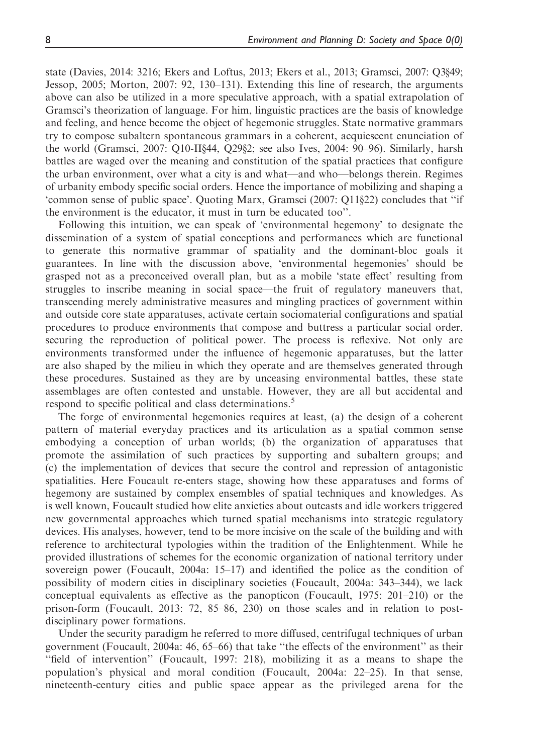state (Davies, 2014: 3216; Ekers and Loftus, 2013; Ekers et al., 2013; Gramsci, 2007: Q3§49; Jessop, 2005; Morton, 2007: 92, 130–131). Extending this line of research, the arguments above can also be utilized in a more speculative approach, with a spatial extrapolation of Gramsci's theorization of language. For him, linguistic practices are the basis of knowledge and feeling, and hence become the object of hegemonic struggles. State normative grammars try to compose subaltern spontaneous grammars in a coherent, acquiescent enunciation of the world (Gramsci, 2007: Q10-II§44, Q29§2; see also Ives, 2004: 90–96). Similarly, harsh battles are waged over the meaning and constitution of the spatial practices that configure the urban environment, over what a city is and what—and who—belongs therein. Regimes of urbanity embody specific social orders. Hence the importance of mobilizing and shaping a 'common sense of public space'. Quoting Marx, Gramsci (2007: Q11§22) concludes that "if the environment is the educator, it must in turn be educated too".

Following this intuition, we can speak of 'environmental hegemony' to designate the dissemination of a system of spatial conceptions and performances which are functional to generate this normative grammar of spatiality and the dominant-bloc goals it guarantees. In line with the discussion above, 'environmental hegemonies' should be grasped not as a preconceived overall plan, but as a mobile 'state effect' resulting from struggles to inscribe meaning in social space—the fruit of regulatory maneuvers that, transcending merely administrative measures and mingling practices of government within and outside core state apparatuses, activate certain sociomaterial configurations and spatial procedures to produce environments that compose and buttress a particular social order, securing the reproduction of political power. The process is reflexive. Not only are environments transformed under the influence of hegemonic apparatuses, but the latter are also shaped by the milieu in which they operate and are themselves generated through these procedures. Sustained as they are by unceasing environmental battles, these state assemblages are often contested and unstable. However, they are all but accidental and respond to specific political and class determinations.[5]

The forge of environmental hegemonies requires at least, (a) the design of a coherent pattern of material everyday practices and its articulation as a spatial common sense embodying a conception of urban worlds; (b) the organization of apparatuses that promote the assimilation of such practices by supporting and subaltern groups; and (c) the implementation of devices that secure the control and repression of antagonistic spatialities. Here Foucault re-enters stage, showing how these apparatuses and forms of hegemony are sustained by complex ensembles of spatial techniques and knowledges. As is well known, Foucault studied how elite anxieties about outcasts and idle workers triggered new governmental approaches which turned spatial mechanisms into strategic regulatory devices. His analyses, however, tend to be more incisive on the scale of the building and with reference to architectural typologies within the tradition of the Enlightenment. While he provided illustrations of schemes for the economic organization of national territory under sovereign power (Foucault, 2004a: 15–17) and identified the police as the condition of possibility of modern cities in disciplinary societies (Foucault, 2004a: 343–344), we lack conceptual equivalents as effective as the panopticon (Foucault, 1975: 201–210) or the prison-form (Foucault, 2013: 72, 85–86, 230) on those scales and in relation to post-disciplinary power formations.

Under the security paradigm he referred to more diffused, centrifugal techniques of urban government (Foucault, 2004a: 46, 65–66) that take "the effects of the environment" as their "field of intervention" (Foucault, 1997: 218), mobilizing it as a means to shape the population's physical and moral condition (Foucault, 2004a: 22–25). In that sense, nineteenth-century cities and public space appear as the privileged arena for the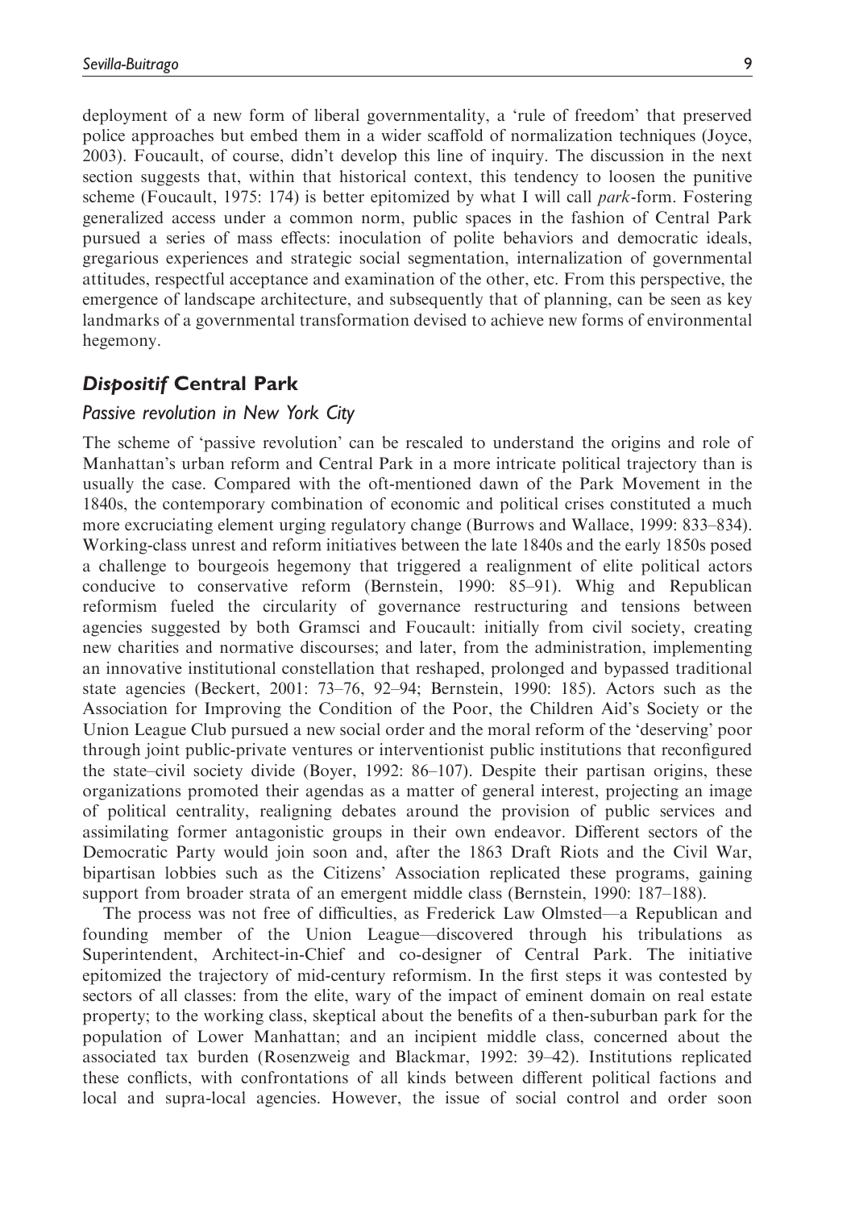deployment of a new form of liberal governmentality, a 'rule of freedom' that preserved police approaches but embed them in a wider scaffold of normalization techniques (Joyce, 2003). Foucault, of course, didn't develop this line of inquiry. The discussion in the next section suggests that, within that historical context, this tendency to loosen the punitive scheme (Foucault, 1975: 174) is better epitomized by what I will call *park*-form. Fostering generalized access under a common norm, public spaces in the fashion of Central Park pursued a series of mass effects: inoculation of polite behaviors and democratic ideals, gregarious experiences and strategic social segmentation, internalization of governmental attitudes, respectful acceptance and examination of the other, etc. From this perspective, the emergence of landscape architecture, and subsequently that of planning, can be seen as key landmarks of a governmental transformation devised to achieve new forms of environmental hegemony.

## *Dispositif* Central Park

### *Passive revolution in New York City*

The scheme of 'passive revolution' can be rescaled to understand the origins and role of Manhattan's urban reform and Central Park in a more intricate political trajectory than is usually the case. Compared with the oft-mentioned dawn of the Park Movement in the 1840s, the contemporary combination of economic and political crises constituted a much more excruciating element urging regulatory change (Burrows and Wallace, 1999: 833–834). Working-class unrest and reform initiatives between the late 1840s and the early 1850s posed a challenge to bourgeois hegemony that triggered a realignment of elite political actors conducive to conservative reform (Bernstein, 1990: 85–91). Whig and Republican reformism fueled the circularity of governance restructuring and tensions between agencies suggested by both Gramsci and Foucault: initially from civil society, creating new charities and normative discourses; and later, from the administration, implementing an innovative institutional constellation that reshaped, prolonged and bypassed traditional state agencies (Beckert, 2001: 73–76, 92–94; Bernstein, 1990: 185). Actors such as the Association for Improving the Condition of the Poor, the Children Aid's Society or the Union League Club pursued a new social order and the moral reform of the 'deserving' poor through joint public-private ventures or interventionist public institutions that reconfigured the state–civil society divide (Boyer, 1992: 86–107). Despite their partisan origins, these organizations promoted their agendas as a matter of general interest, projecting an image of political centrality, realigning debates around the provision of public services and assimilating former antagonistic groups in their own endeavor. Different sectors of the Democratic Party would join soon and, after the 1863 Draft Riots and the Civil War, bipartisan lobbies such as the Citizens' Association replicated these programs, gaining support from broader strata of an emergent middle class (Bernstein, 1990: 187–188).

The process was not free of difficulties, as Frederick Law Olmsted—a Republican and founding member of the Union League—discovered through his tribulations as Superintendent, Architect-in-Chief and co-designer of Central Park. The initiative epitomized the trajectory of mid-century reformism. In the first steps it was contested by sectors of all classes: from the elite, wary of the impact of eminent domain on real estate property; to the working class, skeptical about the benefits of a then-suburban park for the population of Lower Manhattan; and an incipient middle class, concerned about the associated tax burden (Rosenzweig and Blackmar, 1992: 39–42). Institutions replicated these conflicts, with confrontations of all kinds between different political factions and local and supra-local agencies. However, the issue of social control and order soon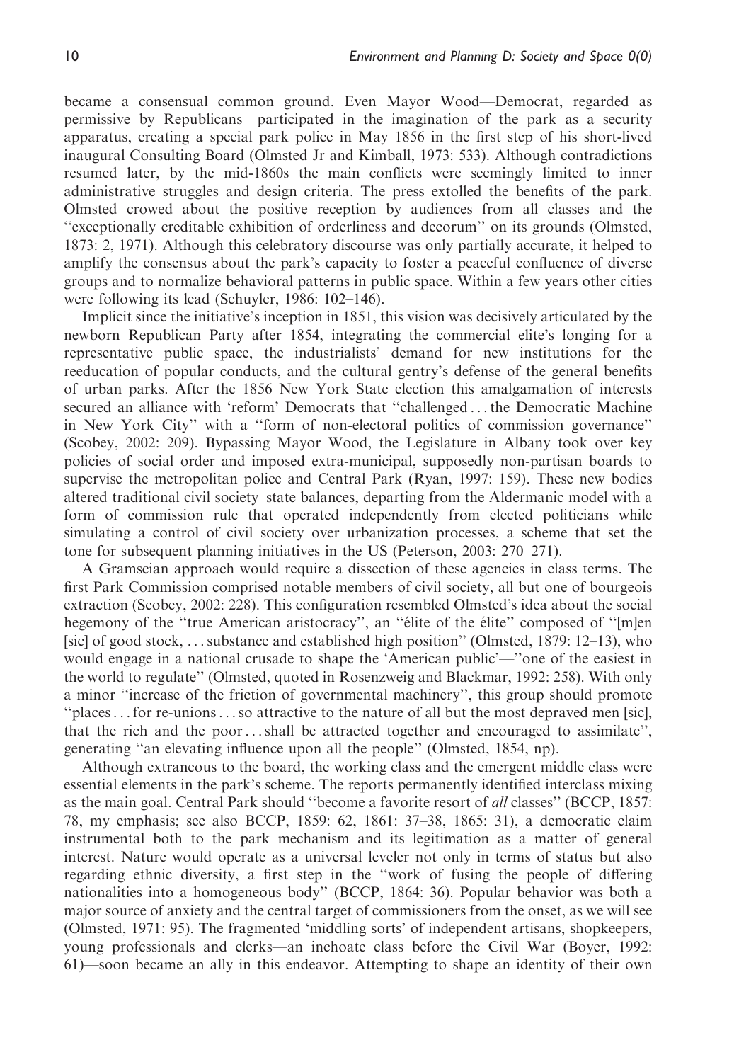became a consensual common ground. Even Mayor Wood—Democrat, regarded as permissive by Republicans—participated in the imagination of the park as a security apparatus, creating a special park police in May 1856 in the first step of his short-lived inaugural Consulting Board (Olmsted Jr and Kimball, 1973: 533). Although contradictions resumed later, by the mid-1860s the main conflicts were seemingly limited to inner administrative struggles and design criteria. The press extolled the benefits of the park. Olmsted crowed about the positive reception by audiences from all classes and the ''exceptionally creditable exhibition of orderliness and decorum'' on its grounds (Olmsted, 1873: 2, 1971). Although this celebratory discourse was only partially accurate, it helped to amplify the consensus about the park's capacity to foster a peaceful confluence of diverse groups and to normalize behavioral patterns in public space. Within a few years other cities were following its lead (Schuyler, 1986: 102–146).

Implicit since the initiative's inception in 1851, this vision was decisively articulated by the newborn Republican Party after 1854, integrating the commercial elite's longing for a representative public space, the industrialists' demand for new institutions for the reeducation of popular conducts, and the cultural gentry's defense of the general benefits of urban parks. After the 1856 New York State election this amalgamation of interests secured an alliance with 'reform' Democrats that ''challenged... the Democratic Machine in New York City'' with a ''form of non-electoral politics of commission governance'' (Scobey, 2002: 209). Bypassing Mayor Wood, the Legislature in Albany took over key policies of social order and imposed extra-municipal, supposedly non-partisan boards to supervise the metropolitan police and Central Park (Ryan, 1997: 159). These new bodies altered traditional civil society–state balances, departing from the Aldermanic model with a form of commission rule that operated independently from elected politicians while simulating a control of civil society over urbanization processes, a scheme that set the tone for subsequent planning initiatives in the US (Peterson, 2003: 270–271).

A Gramscian approach would require a dissection of these agencies in class terms. The first Park Commission comprised notable members of civil society, all but one of bourgeois extraction (Scobey, 2002: 228). This configuration resembled Olmsted's idea about the social hegemony of the ''true American aristocracy'', an ''élite of the élite'' composed of ''[m]en [sic] of good stock, ... substance and established high position'' (Olmsted, 1879: 12–13), who would engage in a national crusade to shape the 'American public'—''one of the easiest in the world to regulate'' (Olmsted, quoted in Rosenzweig and Blackmar, 1992: 258). With only a minor ''increase of the friction of governmental machinery'', this group should promote ''places... for re-unions... so attractive to the nature of all but the most depraved men [sic], that the rich and the poor... shall be attracted together and encouraged to assimilate'', generating ''an elevating influence upon all the people'' (Olmsted, 1854, np).

Although extraneous to the board, the working class and the emergent middle class were essential elements in the park's scheme. The reports permanently identified interclass mixing as the main goal. Central Park should ''become a favorite resort of *all* classes'' (BCCP, 1857: 78, my emphasis; see also BCCP, 1859: 62, 1861: 37–38, 1865: 31), a democratic claim instrumental both to the park mechanism and its legitimation as a matter of general interest. Nature would operate as a universal leveler not only in terms of status but also regarding ethnic diversity, a first step in the ''work of fusing the people of differing nationalities into a homogeneous body'' (BCCP, 1864: 36). Popular behavior was both a major source of anxiety and the central target of commissioners from the onset, as we will see (Olmsted, 1971: 95). The fragmented 'middling sorts' of independent artisans, shopkeepers, young professionals and clerks—an inchoate class before the Civil War (Boyer, 1992: 61)—soon became an ally in this endeavor. Attempting to shape an identity of their own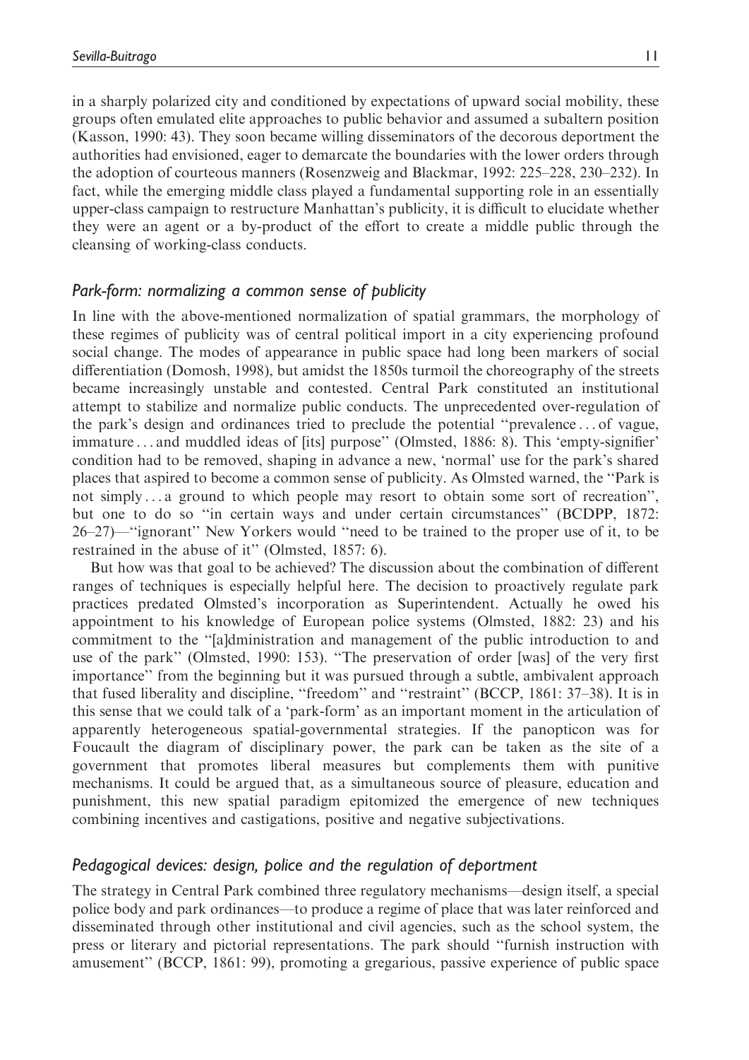in a sharply polarized city and conditioned by expectations of upward social mobility, these groups often emulated elite approaches to public behavior and assumed a subaltern position (Kasson, 1990: 43). They soon became willing disseminators of the decorous deportment the authorities had envisioned, eager to demarcate the boundaries with the lower orders through the adoption of courteous manners (Rosenzweig and Blackmar, 1992: 225–228, 230–232). In fact, while the emerging middle class played a fundamental supporting role in an essentially upper-class campaign to restructure Manhattan's publicity, it is difficult to elucidate whether they were an agent or a by-product of the effort to create a middle public through the cleansing of working-class conducts.

### *Park-form: normalizing a common sense of publicity*

In line with the above-mentioned normalization of spatial grammars, the morphology of these regimes of publicity was of central political import in a city experiencing profound social change. The modes of appearance in public space had long been markers of social differentiation (Domosh, 1998), but amidst the 1850s turmoil the choreography of the streets became increasingly unstable and contested. Central Park constituted an institutional attempt to stabilize and normalize public conducts. The unprecedented over-regulation of the park's design and ordinances tried to preclude the potential ''prevalence... of vague, immature... and muddled ideas of [its] purpose'' (Olmsted, 1886: 8). This 'empty-signifier' condition had to be removed, shaping in advance a new, 'normal' use for the park's shared places that aspired to become a common sense of publicity. As Olmsted warned, the ''Park is not simply... a ground to which people may resort to obtain some sort of recreation'', but one to do so ''in certain ways and under certain circumstances'' (BCDPP, 1872: 26–27)—''ignorant'' New Yorkers would ''need to be trained to the proper use of it, to be restrained in the abuse of it'' (Olmsted, 1857: 6).

But how was that goal to be achieved? The discussion about the combination of different ranges of techniques is especially helpful here. The decision to proactively regulate park practices predated Olmsted's incorporation as Superintendent. Actually he owed his appointment to his knowledge of European police systems (Olmsted, 1882: 23) and his commitment to the ''[a]dministration and management of the public introduction to and use of the park'' (Olmsted, 1990: 153). ''The preservation of order [was] of the very first importance'' from the beginning but it was pursued through a subtle, ambivalent approach that fused liberality and discipline, ''freedom'' and ''restraint'' (BCCP, 1861: 37–38). It is in this sense that we could talk of a 'park-form' as an important moment in the articulation of apparently heterogeneous spatial-governmental strategies. If the panopticon was for Foucault the diagram of disciplinary power, the park can be taken as the site of a government that promotes liberal measures but complements them with punitive mechanisms. It could be argued that, as a simultaneous source of pleasure, education and punishment, this new spatial paradigm epitomized the emergence of new techniques combining incentives and castigations, positive and negative subjectivations.

### *Pedagogical devices: design, police and the regulation of deportment*

The strategy in Central Park combined three regulatory mechanisms—design itself, a special police body and park ordinances—to produce a regime of place that was later reinforced and disseminated through other institutional and civil agencies, such as the school system, the press or literary and pictorial representations. The park should ''furnish instruction with amusement'' (BCCP, 1861: 99), promoting a gregarious, passive experience of public space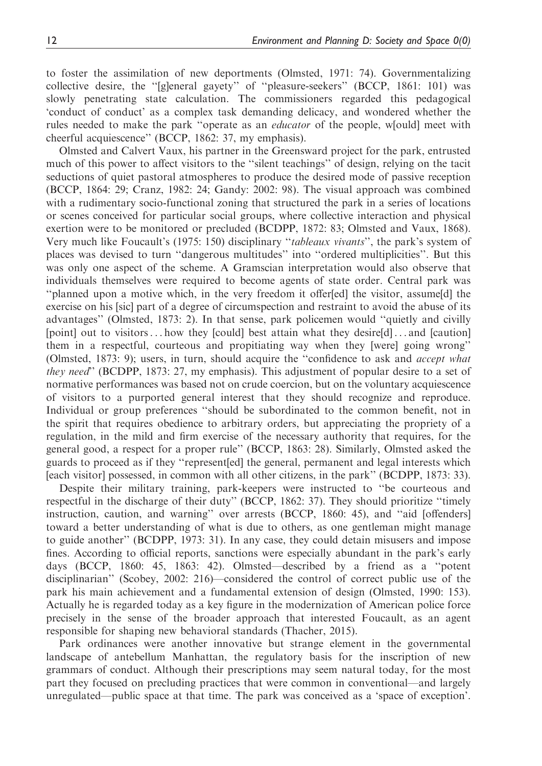to foster the assimilation of new deportments (Olmsted, 1971: 74). Governmentalizing collective desire, the ''[g]eneral gayety'' of ''pleasure-seekers'' (BCCP, 1861: 101) was slowly penetrating state calculation. The commissioners regarded this pedagogical 'conduct of conduct' as a complex task demanding delicacy, and wondered whether the rules needed to make the park ''operate as an *educator* of the people, w[ould] meet with cheerful acquiescence'' (BCCP, 1862: 37, my emphasis).

Olmsted and Calvert Vaux, his partner in the Greensward project for the park, entrusted much of this power to affect visitors to the ''silent teachings'' of design, relying on the tacit seductions of quiet pastoral atmospheres to produce the desired mode of passive reception (BCCP, 1864: 29; Cranz, 1982: 24; Gandy: 2002: 98). The visual approach was combined with a rudimentary socio-functional zoning that structured the park in a series of locations or scenes conceived for particular social groups, where collective interaction and physical exertion were to be monitored or precluded (BCDPP, 1872: 83; Olmsted and Vaux, 1868). Very much like Foucault's (1975: 150) disciplinary ''*tableaux vivants*'', the park's system of places was devised to turn ''dangerous multitudes'' into ''ordered multiplicities''. But this was only one aspect of the scheme. A Gramscian interpretation would also observe that individuals themselves were required to become agents of state order. Central park was ''planned upon a motive which, in the very freedom it offer[ed] the visitor, assume[d] the exercise on his [sic] part of a degree of circumspection and restraint to avoid the abuse of its advantages'' (Olmsted, 1873: 2). In that sense, park policemen would ''quietly and civilly [point] out to visitors ... how they [could] best attain what they desire[d] ... and [caution] them in a respectful, courteous and propitiating way when they [were] going wrong'' (Olmsted, 1873: 9); users, in turn, should acquire the ''confidence to ask and *accept what they need*'' (BCDPP, 1873: 27, my emphasis). This adjustment of popular desire to a set of normative performances was based not on crude coercion, but on the voluntary acquiescence of visitors to a purported general interest that they should recognize and reproduce. Individual or group preferences ''should be subordinated to the common benefit, not in the spirit that requires obedience to arbitrary orders, but appreciating the propriety of a regulation, in the mild and firm exercise of the necessary authority that requires, for the general good, a respect for a proper rule'' (BCCP, 1863: 28). Similarly, Olmsted asked the guards to proceed as if they ''represent[ed] the general, permanent and legal interests which [each visitor] possessed, in common with all other citizens, in the park'' (BCDPP, 1873: 33).

Despite their military training, park-keepers were instructed to ''be courteous and respectful in the discharge of their duty'' (BCCP, 1862: 37). They should prioritize ''timely instruction, caution, and warning'' over arrests (BCCP, 1860: 45), and ''aid [offenders] toward a better understanding of what is due to others, as one gentleman might manage to guide another'' (BCDPP, 1973: 31). In any case, they could detain misusers and impose fines. According to official reports, sanctions were especially abundant in the park's early days (BCCP, 1860: 45, 1863: 42). Olmsted—described by a friend as a ''potent disciplinarian'' (Scobey, 2002: 216)—considered the control of correct public use of the park his main achievement and a fundamental extension of design (Olmsted, 1990: 153). Actually he is regarded today as a key figure in the modernization of American police force precisely in the sense of the broader approach that interested Foucault, as an agent responsible for shaping new behavioral standards (Thacher, 2015).

Park ordinances were another innovative but strange element in the governmental landscape of antebellum Manhattan, the regulatory basis for the inscription of new grammars of conduct. Although their prescriptions may seem natural today, for the most part they focused on precluding practices that were common in conventional—and largely unregulated—public space at that time. The park was conceived as a 'space of exception'.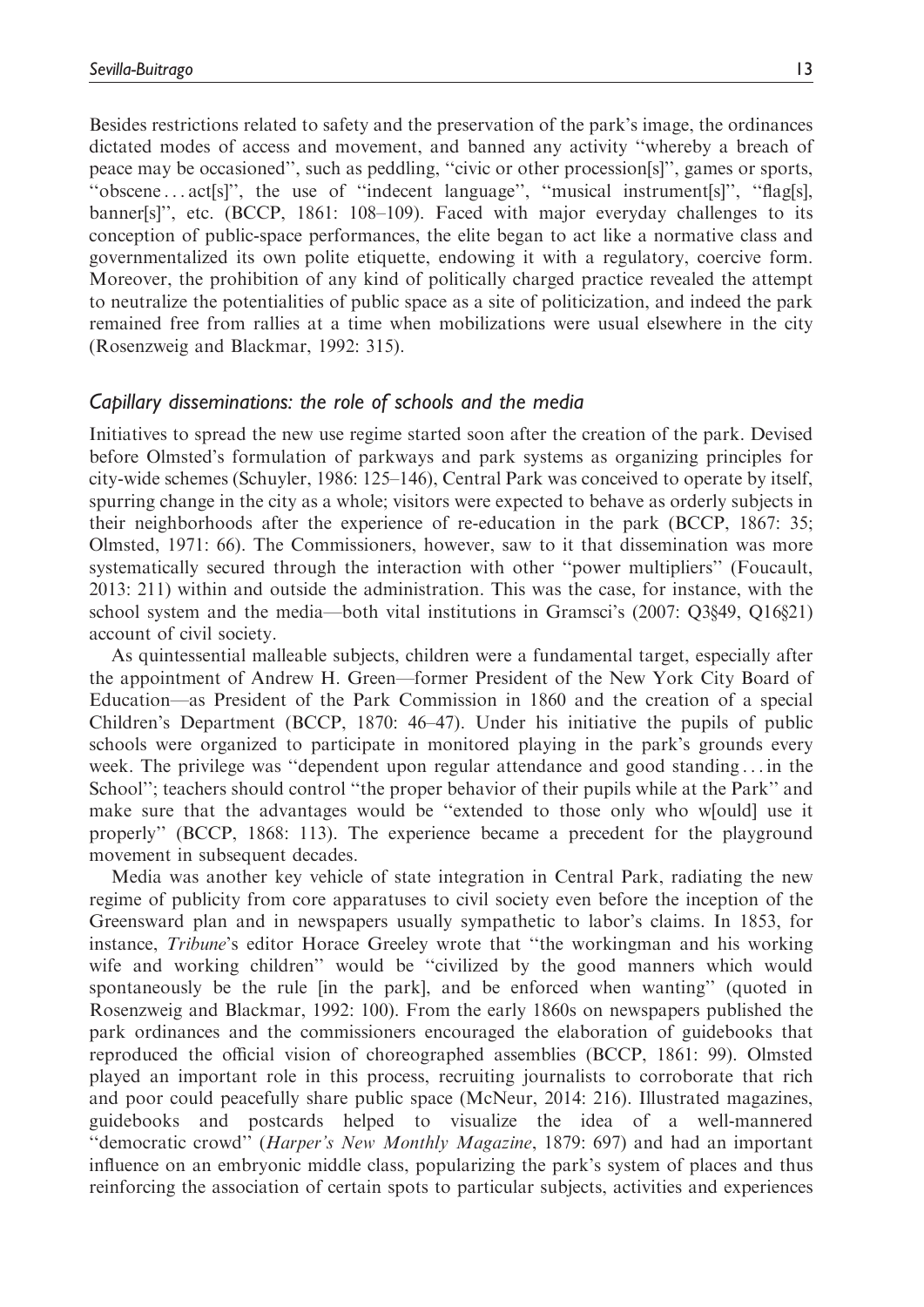Besides restrictions related to safety and the preservation of the park's image, the ordinances dictated modes of access and movement, and banned any activity "whereby a breach of peace may be occasioned", such as peddling, "civic or other procession[s]", games or sports, "obscene ... act[s]", the use of "indecent language", "musical instrument[s]", "flag[s], banner[s]", etc. (BCCP, 1861: 108–109). Faced with major everyday challenges to its conception of public-space performances, the elite began to act like a normative class and governmentalized its own polite etiquette, endowing it with a regulatory, coercive form. Moreover, the prohibition of any kind of politically charged practice revealed the attempt to neutralize the potentialities of public space as a site of politicization, and indeed the park remained free from rallies at a time when mobilizations were usual elsewhere in the city (Rosenzweig and Blackmar, 1992: 315).

### *Capillary disseminations: the role of schools and the media*

Initiatives to spread the new use regime started soon after the creation of the park. Devised before Olmsted's formulation of parkways and park systems as organizing principles for city-wide schemes (Schuyler, 1986: 125–146), Central Park was conceived to operate by itself, spurring change in the city as a whole; visitors were expected to behave as orderly subjects in their neighborhoods after the experience of re-education in the park (BCCP, 1867: 35; Olmsted, 1971: 66). The Commissioners, however, saw to it that dissemination was more systematically secured through the interaction with other "power multipliers" (Foucault, 2013: 211) within and outside the administration. This was the case, for instance, with the school system and the media—both vital institutions in Gramsci's (2007: Q3§49, Q16§21) account of civil society.

As quintessential malleable subjects, children were a fundamental target, especially after the appointment of Andrew H. Green—former President of the New York City Board of Education—as President of the Park Commission in 1860 and the creation of a special Children's Department (BCCP, 1870: 46–47). Under his initiative the pupils of public schools were organized to participate in monitored playing in the park's grounds every week. The privilege was "dependent upon regular attendance and good standing ... in the School"; teachers should control "the proper behavior of their pupils while at the Park" and make sure that the advantages would be "extended to those only who w[ould] use it properly" (BCCP, 1868: 113). The experience became a precedent for the playground movement in subsequent decades.

Media was another key vehicle of state integration in Central Park, radiating the new regime of publicity from core apparatuses to civil society even before the inception of the Greensward plan and in newspapers usually sympathetic to labor's claims. In 1853, for instance, *Tribune*'s editor Horace Greeley wrote that "the workingman and his working wife and working children" would be "civilized by the good manners which would spontaneously be the rule [in the park], and be enforced when wanting" (quoted in Rosenzweig and Blackmar, 1992: 100). From the early 1860s on newspapers published the park ordinances and the commissioners encouraged the elaboration of guidebooks that reproduced the official vision of choreographed assemblies (BCCP, 1861: 99). Olmsted played an important role in this process, recruiting journalists to corroborate that rich and poor could peacefully share public space (McNeur, 2014: 216). Illustrated magazines, guidebooks and postcards helped to visualize the idea of a well-mannered "democratic crowd" (*Harper's New Monthly Magazine*, 1879: 697) and had an important influence on an embryonic middle class, popularizing the park's system of places and thus reinforcing the association of certain spots to particular subjects, activities and experiences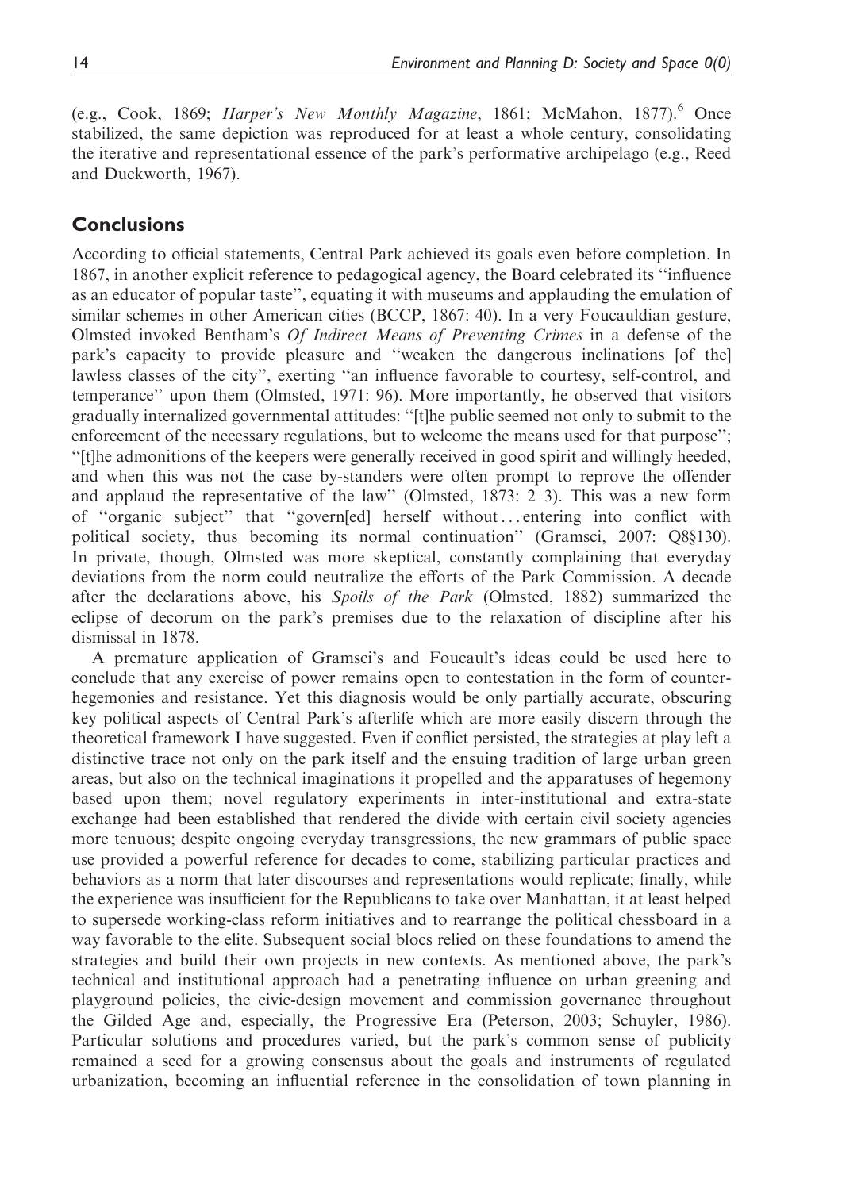(e.g., Cook, 1869; *Harper's New Monthly Magazine*, 1861; McMahon, 1877).[6] Once stabilized, the same depiction was reproduced for at least a whole century, consolidating the iterative and representational essence of the park's performative archipelago (e.g., Reed and Duckworth, 1967).

## Conclusions

According to official statements, Central Park achieved its goals even before completion. In 1867, in another explicit reference to pedagogical agency, the Board celebrated its ''influence as an educator of popular taste'', equating it with museums and applauding the emulation of similar schemes in other American cities (BCCP, 1867: 40). In a very Foucauldian gesture, Olmsted invoked Bentham's *Of Indirect Means of Preventing Crimes* in a defense of the park's capacity to provide pleasure and ''weaken the dangerous inclinations [of the] lawless classes of the city'', exerting ''an influence favorable to courtesy, self-control, and temperance'' upon them (Olmsted, 1971: 96). More importantly, he observed that visitors gradually internalized governmental attitudes: ''[t]he public seemed not only to submit to the enforcement of the necessary regulations, but to welcome the means used for that purpose''; ''[t]he admonitions of the keepers were generally received in good spirit and willingly heeded, and when this was not the case by-standers were often prompt to reprove the offender and applaud the representative of the law'' (Olmsted, 1873: 2–3). This was a new form of ''organic subject'' that ''govern[ed] herself without ... entering into conflict with political society, thus becoming its normal continuation'' (Gramsci, 2007: Q8§130). In private, though, Olmsted was more skeptical, constantly complaining that everyday deviations from the norm could neutralize the efforts of the Park Commission. A decade after the declarations above, his *Spoils of the Park* (Olmsted, 1882) summarized the eclipse of decorum on the park's premises due to the relaxation of discipline after his dismissal in 1878.

A premature application of Gramsci's and Foucault's ideas could be used here to conclude that any exercise of power remains open to contestation in the form of counter-hegemonies and resistance. Yet this diagnosis would be only partially accurate, obscuring key political aspects of Central Park's afterlife which are more easily discern through the theoretical framework I have suggested. Even if conflict persisted, the strategies at play left a distinctive trace not only on the park itself and the ensuing tradition of large urban green areas, but also on the technical imaginations it propelled and the apparatuses of hegemony based upon them; novel regulatory experiments in inter-institutional and extra-state exchange had been established that rendered the divide with certain civil society agencies more tenuous; despite ongoing everyday transgressions, the new grammars of public space use provided a powerful reference for decades to come, stabilizing particular practices and behaviors as a norm that later discourses and representations would replicate; finally, while the experience was insufficient for the Republicans to take over Manhattan, it at least helped to supersede working-class reform initiatives and to rearrange the political chessboard in a way favorable to the elite. Subsequent social blocs relied on these foundations to amend the strategies and build their own projects in new contexts. As mentioned above, the park's technical and institutional approach had a penetrating influence on urban greening and playground policies, the civic-design movement and commission governance throughout the Gilded Age and, especially, the Progressive Era (Peterson, 2003; Schuyler, 1986). Particular solutions and procedures varied, but the park's common sense of publicity remained a seed for a growing consensus about the goals and instruments of regulated urbanization, becoming an influential reference in the consolidation of town planning in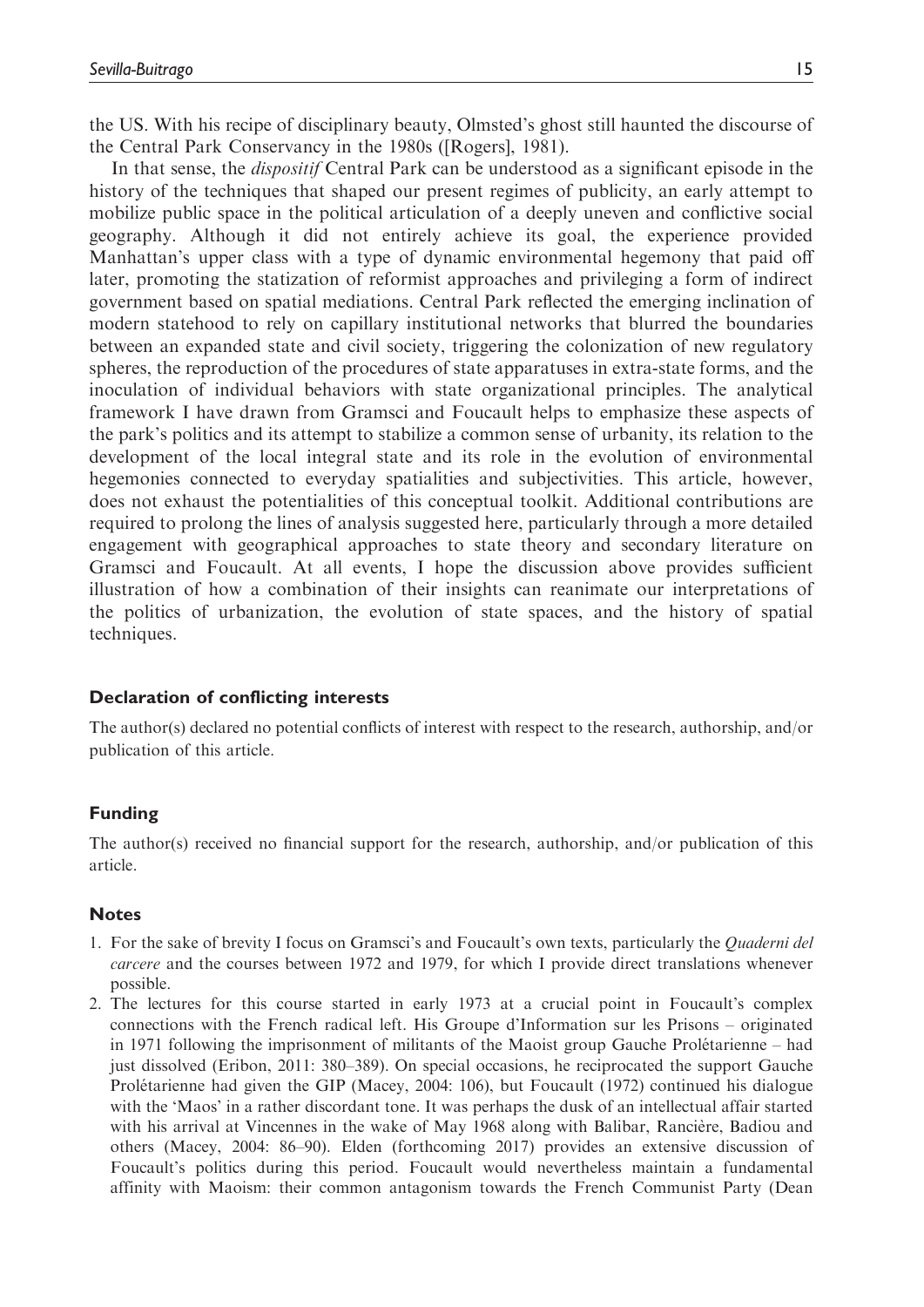the US. With his recipe of disciplinary beauty, Olmsted's ghost still haunted the discourse of the Central Park Conservancy in the 1980s ([Rogers], 1981).

In that sense, the *dispositif* Central Park can be understood as a significant episode in the history of the techniques that shaped our present regimes of publicity, an early attempt to mobilize public space in the political articulation of a deeply uneven and conflictive social geography. Although it did not entirely achieve its goal, the experience provided Manhattan's upper class with a type of dynamic environmental hegemony that paid off later, promoting the statization of reformist approaches and privileging a form of indirect government based on spatial mediations. Central Park reflected the emerging inclination of modern statehood to rely on capillary institutional networks that blurred the boundaries between an expanded state and civil society, triggering the colonization of new regulatory spheres, the reproduction of the procedures of state apparatuses in extra-state forms, and the inoculation of individual behaviors with state organizational principles. The analytical framework I have drawn from Gramsci and Foucault helps to emphasize these aspects of the park's politics and its attempt to stabilize a common sense of urbanity, its relation to the development of the local integral state and its role in the evolution of environmental hegemonies connected to everyday spatialities and subjectivities. This article, however, does not exhaust the potentialities of this conceptual toolkit. Additional contributions are required to prolong the lines of analysis suggested here, particularly through a more detailed engagement with geographical approaches to state theory and secondary literature on Gramsci and Foucault. At all events, I hope the discussion above provides sufficient illustration of how a combination of their insights can reanimate our interpretations of the politics of urbanization, the evolution of state spaces, and the history of spatial techniques.

### Declaration of conflicting interests

The author(s) declared no potential conflicts of interest with respect to the research, authorship, and/or publication of this article.

### Funding

The author(s) received no financial support for the research, authorship, and/or publication of this article.

### Notes

1. For the sake of brevity I focus on Gramsci's and Foucault's own texts, particularly the *Quaderni del carcere* and the courses between 1972 and 1979, for which I provide direct translations whenever possible.
2. The lectures for this course started in early 1973 at a crucial point in Foucault's complex connections with the French radical left. His Groupe d'Information sur les Prisons – originated in 1971 following the imprisonment of militants of the Maoist group Gauche Prolétarienne – had just dissolved (Eribon, 2011: 380–389). On special occasions, he reciprocated the support Gauche Prolétarienne had given the GIP (Macey, 2004: 106), but Foucault (1972) continued his dialogue with the 'Maos' in a rather discordant tone. It was perhaps the dusk of an intellectual affair started with his arrival at Vincennes in the wake of May 1968 along with Balibar, Rancière, Badiou and others (Macey, 2004: 86–90). Elden (forthcoming 2017) provides an extensive discussion of Foucault's politics during this period. Foucault would nevertheless maintain a fundamental affinity with Maoism: their common antagonism towards the French Communist Party (Dean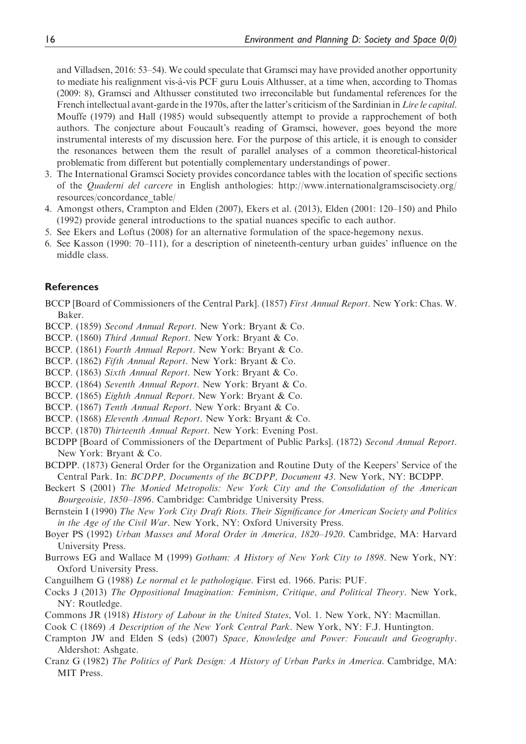and Villadsen, 2016: 53–54). We could speculate that Gramsci may have provided another opportunity to mediate his realignment vis-à-vis PCF guru Louis Althusser, at a time when, according to Thomas (2009: 8), Gramsci and Althusser constituted two irreconcilable but fundamental references for the French intellectual avant-garde in the 1970s, after the latter's criticism of the Sardinian in *Lire le capital*. Mouffe (1979) and Hall (1985) would subsequently attempt to provide a rapprochement of both authors. The conjecture about Foucault's reading of Gramsci, however, goes beyond the more instrumental interests of my discussion here. For the purpose of this article, it is enough to consider the resonances between them the result of parallel analyses of a common theoretical-historical problematic from different but potentially complementary understandings of power.

3. The International Gramsci Society provides concordance tables with the location of specific sections of the *Quaderni del carcere* in English anthologies: http://www.internationalgramscisociety.org/resources/concordance_table/
4. Amongst others, Crampton and Elden (2007), Ekers et al. (2013), Elden (2001: 120–150) and Philo (1992) provide general introductions to the spatial nuances specific to each author.
5. See Ekers and Loftus (2008) for an alternative formulation of the space-hegemony nexus.
6. See Kasson (1990: 70–111), for a description of nineteenth-century urban guides' influence on the middle class.

## References

BCCP [Board of Commissioners of the Central Park]. (1857) *First Annual Report*. New York: Chas. W. Baker.

BCCP. (1859) *Second Annual Report*. New York: Bryant & Co.

BCCP. (1860) *Third Annual Report*. New York: Bryant & Co.

BCCP. (1861) *Fourth Annual Report*. New York: Bryant & Co.

BCCP. (1862) *Fifth Annual Report*. New York: Bryant & Co.

BCCP. (1863) *Sixth Annual Report*. New York: Bryant & Co.

BCCP. (1864) *Seventh Annual Report*. New York: Bryant & Co.

BCCP. (1865) *Eighth Annual Report*. New York: Bryant & Co.

BCCP. (1867) *Tenth Annual Report*. New York: Bryant & Co.

BCCP. (1868) *Eleventh Annual Report*. New York: Bryant & Co.

BCCP. (1870) *Thirteenth Annual Report*. New York: Evening Post.

BCDPP [Board of Commissioners of the Department of Public Parks]. (1872) *Second Annual Report*. New York: Bryant & Co.

BCDPP. (1873) General Order for the Organization and Routine Duty of the Keepers' Service of the Central Park. In: *BCDPP, Documents of the BCDPP, Document 43*. New York, NY: BCDPP.

Beckert S (2001) *The Monied Metropolis: New York City and the Consolidation of the American Bourgeoisie, 1850–1896*. Cambridge: Cambridge University Press.

Bernstein I (1990) *The New York City Draft Riots. Their Significance for American Society and Politics in the Age of the Civil War*. New York, NY: Oxford University Press.

Boyer PS (1992) *Urban Masses and Moral Order in America, 1820–1920*. Cambridge, MA: Harvard University Press.

Burrows EG and Wallace M (1999) *Gotham: A History of New York City to 1898*. New York, NY: Oxford University Press.

Canguilhem G (1988) *Le normal et le pathologique*. First ed. 1966. Paris: PUF.

Cocks J (2013) *The Oppositional Imagination: Feminism, Critique, and Political Theory*. New York, NY: Routledge.

Commons JR (1918) *History of Labour in the United States*, Vol. 1. New York, NY: Macmillan.

Cook C (1869) *A Description of the New York Central Park*. New York, NY: F.J. Huntington.

Crampton JW and Elden S (eds) (2007) *Space, Knowledge and Power: Foucault and Geography*. Aldershot: Ashgate.

Cranz G (1982) *The Politics of Park Design: A History of Urban Parks in America*. Cambridge, MA: MIT Press.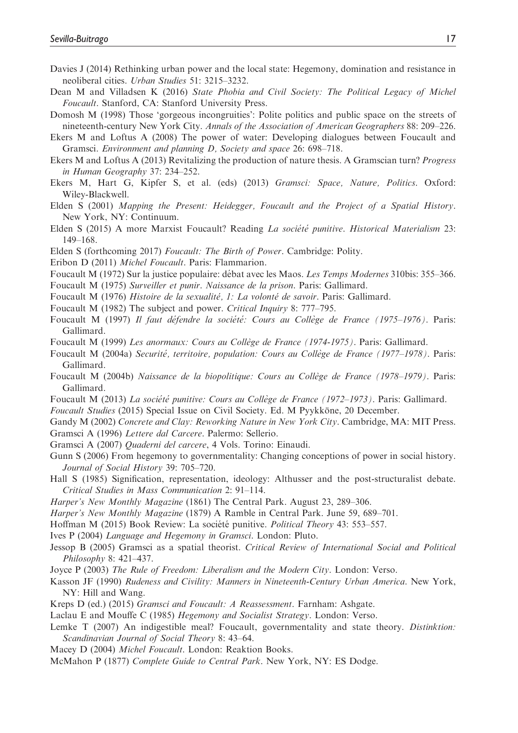Davies J (2014) Rethinking urban power and the local state: Hegemony, domination and resistance in neoliberal cities. *Urban Studies* 51: 3215–3232.

Dean M and Villadsen K (2016) *State Phobia and Civil Society: The Political Legacy of Michel Foucault*. Stanford, CA: Stanford University Press.

Domosh M (1998) Those 'gorgeous incongruities': Polite politics and public space on the streets of nineteenth-century New York City. *Annals of the Association of American Geographers* 88: 209–226.

Ekers M and Loftus A (2008) The power of water: Developing dialogues between Foucault and Gramsci. *Environment and planning D, Society and space* 26: 698–718.

Ekers M and Loftus A (2013) Revitalizing the production of nature thesis. A Gramscian turn? *Progress in Human Geography* 37: 234–252.

Ekers M, Hart G, Kipfer S, et al. (eds) (2013) *Gramsci: Space, Nature, Politics*. Oxford: Wiley-Blackwell.

Elden S (2001) *Mapping the Present: Heidegger, Foucault and the Project of a Spatial History*. New York, NY: Continuum.

Elden S (2015) A more Marxist Foucault? Reading *La société punitive*. *Historical Materialism* 23: 149–168.

Elden S (forthcoming 2017) *Foucault: The Birth of Power*. Cambridge: Polity.

Eribon D (2011) *Michel Foucault*. Paris: Flammarion.

Foucault M (1972) Sur la justice populaire: débat avec les Maos. *Les Temps Modernes* 310bis: 355–366.

Foucault M (1975) *Surveiller et punir. Naissance de la prison*. Paris: Gallimard.

Foucault M (1976) *Histoire de la sexualité, 1: La volonté de savoir*. Paris: Gallimard.

Foucault M (1982) The subject and power. *Critical Inquiry* 8: 777–795.

Foucault M (1997) *Il faut défendre la société: Cours au Collège de France (1975–1976)*. Paris: Gallimard.

Foucault M (1999) *Les anormaux: Cours au Collège de France (1974-1975)*. Paris: Gallimard.

Foucault M (2004a) *Securité, territoire, population: Cours au Collège de France (1977–1978)*. Paris: Gallimard.

Foucault M (2004b) *Naissance de la biopolitique: Cours au Collège de France (1978–1979)*. Paris: Gallimard.

Foucault M (2013) *La société punitive: Cours au Collège de France (1972–1973)*. Paris: Gallimard.

*Foucault Studies* (2015) Special Issue on Civil Society. Ed. M Pyykköne, 20 December.

Gandy M (2002) *Concrete and Clay: Reworking Nature in New York City*. Cambridge, MA: MIT Press.

Gramsci A (1996) *Lettere dal Carcere*. Palermo: Sellerio.

Gramsci A (2007) *Quaderni del carcere*, 4 Vols. Torino: Einaudi.

Gunn S (2006) From hegemony to governmentality: Changing conceptions of power in social history. *Journal of Social History* 39: 705–720.

Hall S (1985) Signification, representation, ideology: Althusser and the post-structuralist debate. *Critical Studies in Mass Communication* 2: 91–114.

*Harper's New Monthly Magazine* (1861) The Central Park. August 23, 289–306.

*Harper's New Monthly Magazine* (1879) A Ramble in Central Park. June 59, 689–701.

Hoffman M (2015) Book Review: La société punitive. *Political Theory* 43: 553–557.

Ives P (2004) *Language and Hegemony in Gramsci*. London: Pluto.

Jessop B (2005) Gramsci as a spatial theorist. *Critical Review of International Social and Political Philosophy* 8: 421–437.

Joyce P (2003) *The Rule of Freedom: Liberalism and the Modern City*. London: Verso.

Kasson JF (1990) *Rudeness and Civility: Manners in Nineteenth-Century Urban America*. New York, NY: Hill and Wang.

Kreps D (ed.) (2015) *Gramsci and Foucault: A Reassessment*. Farnham: Ashgate.

Laclau E and Mouffe C (1985) *Hegemony and Socialist Strategy*. London: Verso.

Lemke T (2007) An indigestible meal? Foucault, governmentality and state theory. *Distinktion: Scandinavian Journal of Social Theory* 8: 43–64.

Macey D (2004) *Michel Foucault*. London: Reaktion Books.

McMahon P (1877) *Complete Guide to Central Park*. New York, NY: ES Dodge.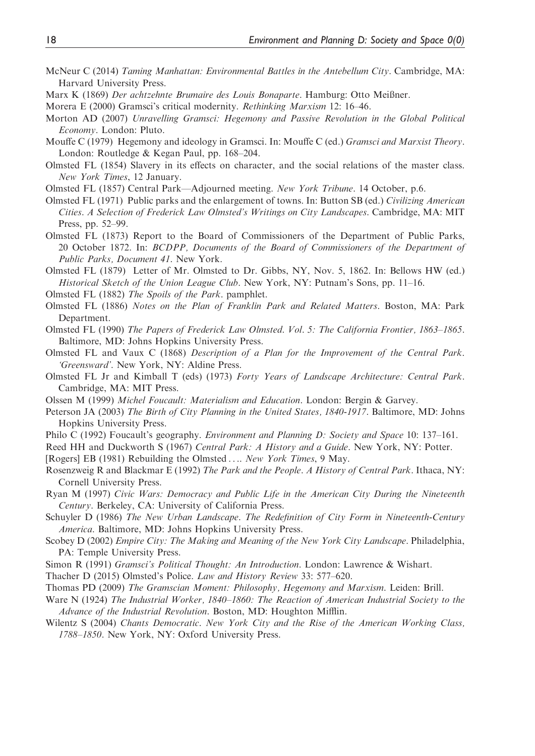McNeur C (2014) *Taming Manhattan: Environmental Battles in the Antebellum City*. Cambridge, MA: Harvard University Press.

Marx K (1869) *Der achtzehnte Brumaire des Louis Bonaparte*. Hamburg: Otto Meißner.

Morera E (2000) Gramsci's critical modernity. *Rethinking Marxism* 12: 16–46.

Morton AD (2007) *Unravelling Gramsci: Hegemony and Passive Revolution in the Global Political Economy*. London: Pluto.

Mouffe C (1979) Hegemony and ideology in Gramsci. In: Mouffe C (ed.) *Gramsci and Marxist Theory*. London: Routledge & Kegan Paul, pp. 168–204.

Olmsted FL (1854) Slavery in its effects on character, and the social relations of the master class. *New York Times*, 12 January.

Olmsted FL (1857) Central Park—Adjourned meeting. *New York Tribune*. 14 October, p.6.

Olmsted FL (1971) Public parks and the enlargement of towns. In: Button SB (ed.) *Civilizing American Cities. A Selection of Frederick Law Olmsted's Writings on City Landscapes*. Cambridge, MA: MIT Press, pp. 52–99.

Olmsted FL (1873) Report to the Board of Commissioners of the Department of Public Parks, 20 October 1872. In: *BCDPP, Documents of the Board of Commissioners of the Department of Public Parks, Document 41*. New York.

Olmsted FL (1879) Letter of Mr. Olmsted to Dr. Gibbs, NY, Nov. 5, 1862. In: Bellows HW (ed.) *Historical Sketch of the Union League Club*. New York, NY: Putnam's Sons, pp. 11–16.

Olmsted FL (1882) *The Spoils of the Park*. pamphlet.

Olmsted FL (1886) *Notes on the Plan of Franklin Park and Related Matters*. Boston, MA: Park Department.

Olmsted FL (1990) *The Papers of Frederick Law Olmsted. Vol. 5: The California Frontier, 1863–1865*. Baltimore, MD: Johns Hopkins University Press.

Olmsted FL and Vaux C (1868) *Description of a Plan for the Improvement of the Central Park. 'Greensward'*. New York, NY: Aldine Press.

Olmsted FL Jr and Kimball T (eds) (1973) *Forty Years of Landscape Architecture: Central Park*. Cambridge, MA: MIT Press.

Olssen M (1999) *Michel Foucault: Materialism and Education*. London: Bergin & Garvey.

Peterson JA (2003) *The Birth of City Planning in the United States, 1840-1917*. Baltimore, MD: Johns Hopkins University Press.

Philo C (1992) Foucault's geography. *Environment and Planning D: Society and Space* 10: 137–161.

Reed HH and Duckworth S (1967) *Central Park: A History and a Guide*. New York, NY: Potter.

[Rogers] EB (1981) Rebuilding the Olmsted .... *New York Times*, 9 May.

Rosenzweig R and Blackmar E (1992) *The Park and the People. A History of Central Park*. Ithaca, NY: Cornell University Press.

Ryan M (1997) *Civic Wars: Democracy and Public Life in the American City During the Nineteenth Century*. Berkeley, CA: University of California Press.

Schuyler D (1986) *The New Urban Landscape. The Redefinition of City Form in Nineteenth-Century America*. Baltimore, MD: Johns Hopkins University Press.

Scobey D (2002) *Empire City: The Making and Meaning of the New York City Landscape*. Philadelphia, PA: Temple University Press.

Simon R (1991) *Gramsci's Political Thought: An Introduction*. London: Lawrence & Wishart.

Thacher D (2015) Olmsted's Police. *Law and History Review* 33: 577–620.

Thomas PD (2009) *The Gramscian Moment: Philosophy, Hegemony and Marxism*. Leiden: Brill.

Ware N (1924) *The Industrial Worker, 1840–1860: The Reaction of American Industrial Society to the Advance of the Industrial Revolution*. Boston, MD: Houghton Mifflin.

Wilentz S (2004) *Chants Democratic. New York City and the Rise of the American Working Class, 1788–1850*. New York, NY: Oxford University Press.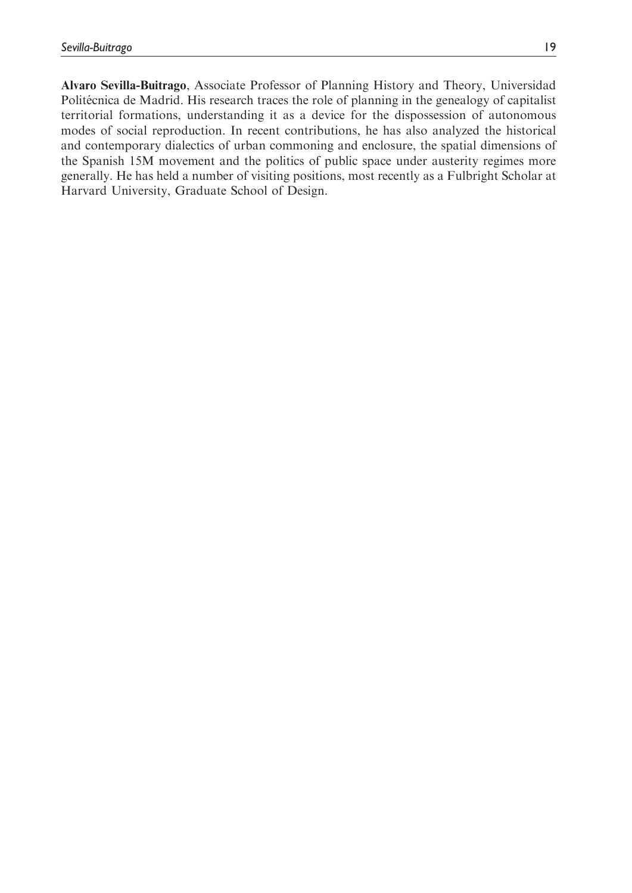**Alvaro Sevilla-Buitrago**, Associate Professor of Planning History and Theory, Universidad Politécnica de Madrid. His research traces the role of planning in the genealogy of capitalist territorial formations, understanding it as a device for the dispossession of autonomous modes of social reproduction. In recent contributions, he has also analyzed the historical and contemporary dialectics of urban commoning and enclosure, the spatial dimensions of the Spanish 15M movement and the politics of public space under austerity regimes more generally. He has held a number of visiting positions, most recently as a Fulbright Scholar at Harvard University, Graduate School of Design.